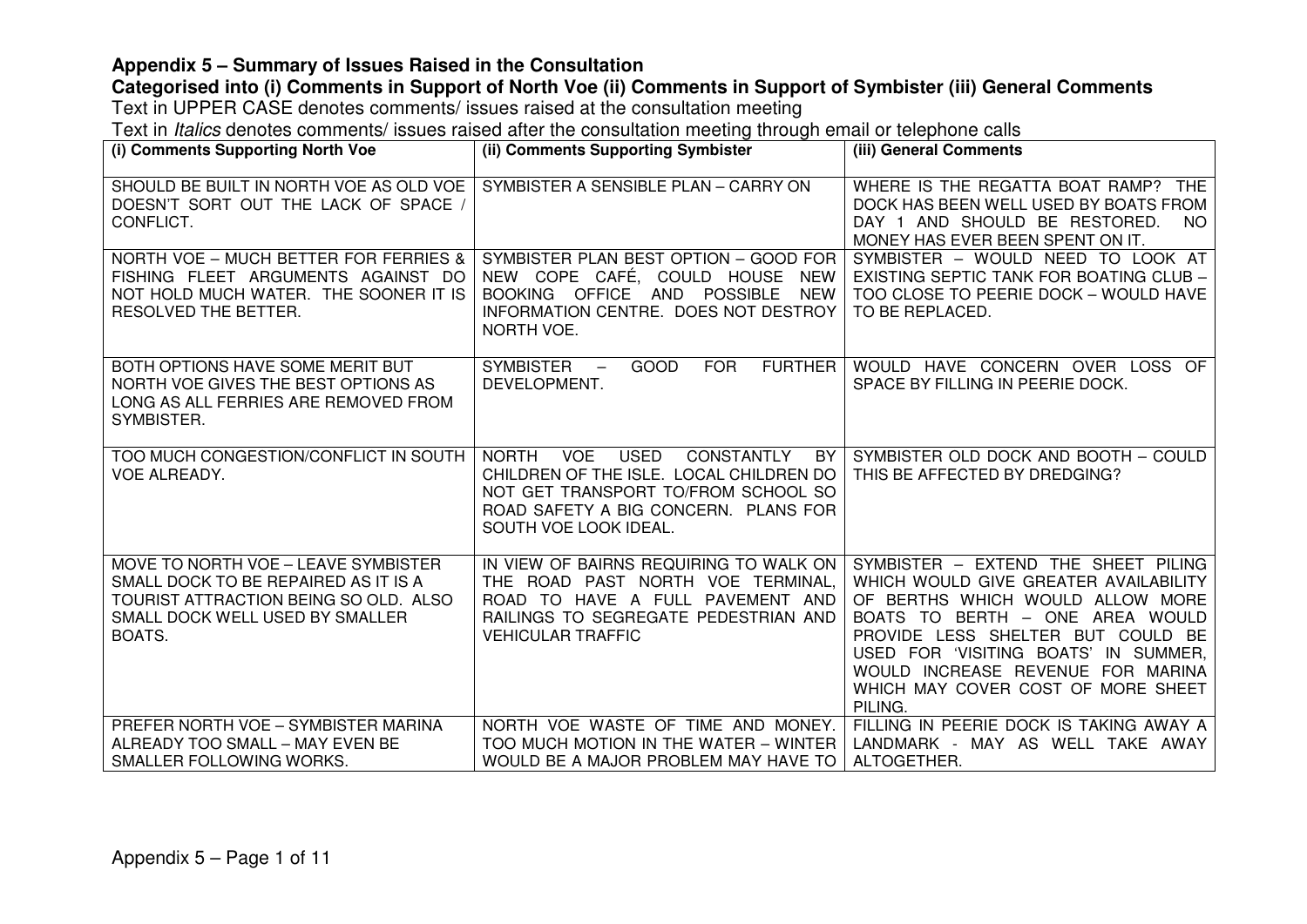**Appendix 5 – Summary of Issues Raised in the Consultation**

**Categorised into (i) Comments in Support of North Voe (ii) Comments in Support of Symbister (iii) General Comments**

Text in UPPER CASE denotes comments/ issues raised at the consultation meeting

Text in *Italics* denotes comments/ issues raised after the consultation meeting through email or telephone calls

| (i) Comments Supporting North Voe | (ii) Comments Supporting Symbister | (iii) General Comments |
|---|---|---|
| SHOULD BE BUILT IN NORTH VOE AS OLD VOE DOESN'T SORT OUT THE LACK OF SPACE / CONFLICT. | SYMBISTER A SENSIBLE PLAN – CARRY ON | WHERE IS THE REGATTA BOAT RAMP? THE DOCK HAS BEEN WELL USED BY BOATS FROM DAY 1 AND SHOULD BE RESTORED. NO MONEY HAS EVER BEEN SPENT ON IT. |
| NORTH VOE – MUCH BETTER FOR FERRIES & FISHING FLEET ARGUMENTS AGAINST DO NOT HOLD MUCH WATER. THE SOONER IT IS RESOLVED THE BETTER. | SYMBISTER PLAN BEST OPTION – GOOD FOR NEW COPE CAFÉ, COULD HOUSE NEW BOOKING OFFICE AND POSSIBLE NEW INFORMATION CENTRE. DOES NOT DESTROY NORTH VOE. | SYMBISTER – WOULD NEED TO LOOK AT EXISTING SEPTIC TANK FOR BOATING CLUB – TOO CLOSE TO PEERIE DOCK – WOULD HAVE TO BE REPLACED. |
| BOTH OPTIONS HAVE SOME MERIT BUT NORTH VOE GIVES THE BEST OPTIONS AS LONG AS ALL FERRIES ARE REMOVED FROM SYMBISTER. | SYMBISTER – GOOD FOR FURTHER DEVELOPMENT. | WOULD HAVE CONCERN OVER LOSS OF SPACE BY FILLING IN PEERIE DOCK. |
| TOO MUCH CONGESTION/CONFLICT IN SOUTH VOE ALREADY. | NORTH VOE USED CONSTANTLY BY CHILDREN OF THE ISLE. LOCAL CHILDREN DO NOT GET TRANSPORT TO/FROM SCHOOL SO ROAD SAFETY A BIG CONCERN. PLANS FOR SOUTH VOE LOOK IDEAL. | SYMBISTER OLD DOCK AND BOOTH – COULD THIS BE AFFECTED BY DREDGING? |
| MOVE TO NORTH VOE – LEAVE SYMBISTER SMALL DOCK TO BE REPAIRED AS IT IS A TOURIST ATTRACTION BEING SO OLD. ALSO SMALL DOCK WELL USED BY SMALLER BOATS. | IN VIEW OF BAIRNS REQUIRING TO WALK ON THE ROAD PAST NORTH VOE TERMINAL, ROAD TO HAVE A FULL PAVEMENT AND RAILINGS TO SEGREGATE PEDESTRIAN AND VEHICULAR TRAFFIC | SYMBISTER – EXTEND THE SHEET PILING WHICH WOULD GIVE GREATER AVAILABILITY OF BERTHS WHICH WOULD ALLOW MORE BOATS TO BERTH – ONE AREA WOULD PROVIDE LESS SHELTER BUT COULD BE USED FOR 'VISITING BOATS' IN SUMMER, WOULD INCREASE REVENUE FOR MARINA WHICH MAY COVER COST OF MORE SHEET PILING. |
| PREFER NORTH VOE – SYMBISTER MARINA ALREADY TOO SMALL – MAY EVEN BE SMALLER FOLLOWING WORKS. | NORTH VOE WASTE OF TIME AND MONEY. TOO MUCH MOTION IN THE WATER – WINTER WOULD BE A MAJOR PROBLEM MAY HAVE TO | FILLING IN PEERIE DOCK IS TAKING AWAY A LANDMARK - MAY AS WELL TAKE AWAY ALTOGETHER. |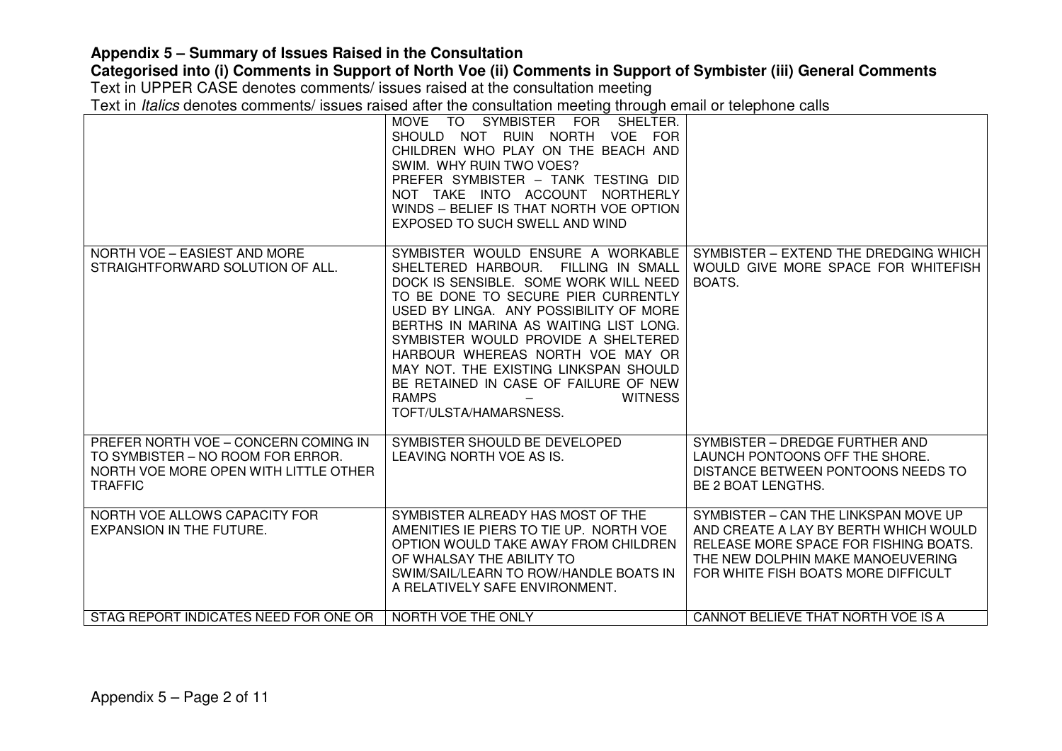**Appendix 5 – Summary of Issues Raised in the Consultation**

**Categorised into (i) Comments in Support of North Voe (ii) Comments in Support of Symbister (iii) General Comments**

Text in UPPER CASE denotes comments/ issues raised at the consultation meeting

Text in *Italics* denotes comments/ issues raised after the consultation meeting through email or telephone calls

| | | |
|---|---|---|
| | MOVE TO SYMBISTER FOR SHELTER. SHOULD NOT RUIN NORTH VOE FOR CHILDREN WHO PLAY ON THE BEACH AND SWIM. WHY RUIN TWO VOES?<br>PREFER SYMBISTER – TANK TESTING DID NOT TAKE INTO ACCOUNT NORTHERLY WINDS – BELIEF IS THAT NORTH VOE OPTION EXPOSED TO SUCH SWELL AND WIND | |
| NORTH VOE – EASIEST AND MORE STRAIGHTFORWARD SOLUTION OF ALL. | SYMBISTER WOULD ENSURE A WORKABLE SHELTERED HARBOUR. FILLING IN SMALL DOCK IS SENSIBLE. SOME WORK WILL NEED TO BE DONE TO SECURE PIER CURRENTLY USED BY LINGA. ANY POSSIBILITY OF MORE BERTHS IN MARINA AS WAITING LIST LONG. SYMBISTER WOULD PROVIDE A SHELTERED HARBOUR WHEREAS NORTH VOE MAY OR MAY NOT. THE EXISTING LINKSPAN SHOULD BE RETAINED IN CASE OF FAILURE OF NEW RAMPS – WITNESS TOFT/ULSTA/HAMARSNESS. | SYMBISTER – EXTEND THE DREDGING WHICH WOULD GIVE MORE SPACE FOR WHITEFISH BOATS. |
| PREFER NORTH VOE – CONCERN COMING IN TO SYMBISTER – NO ROOM FOR ERROR. NORTH VOE MORE OPEN WITH LITTLE OTHER TRAFFIC | SYMBISTER SHOULD BE DEVELOPED LEAVING NORTH VOE AS IS. | SYMBISTER – DREDGE FURTHER AND LAUNCH PONTOONS OFF THE SHORE. DISTANCE BETWEEN PONTOONS NEEDS TO BE 2 BOAT LENGTHS. |
| NORTH VOE ALLOWS CAPACITY FOR EXPANSION IN THE FUTURE. | SYMBISTER ALREADY HAS MOST OF THE AMENITIES IE PIERS TO TIE UP. NORTH VOE OPTION WOULD TAKE AWAY FROM CHILDREN OF WHALSAY THE ABILITY TO SWIM/SAIL/LEARN TO ROW/HANDLE BOATS IN A RELATIVELY SAFE ENVIRONMENT. | SYMBISTER – CAN THE LINKSPAN MOVE UP AND CREATE A LAY BY BERTH WHICH WOULD RELEASE MORE SPACE FOR FISHING BOATS. THE NEW DOLPHIN MAKE MANOEUVERING FOR WHITE FISH BOATS MORE DIFFICULT |
| STAG REPORT INDICATES NEED FOR ONE OR | NORTH VOE THE ONLY | CANNOT BELIEVE THAT NORTH VOE IS A |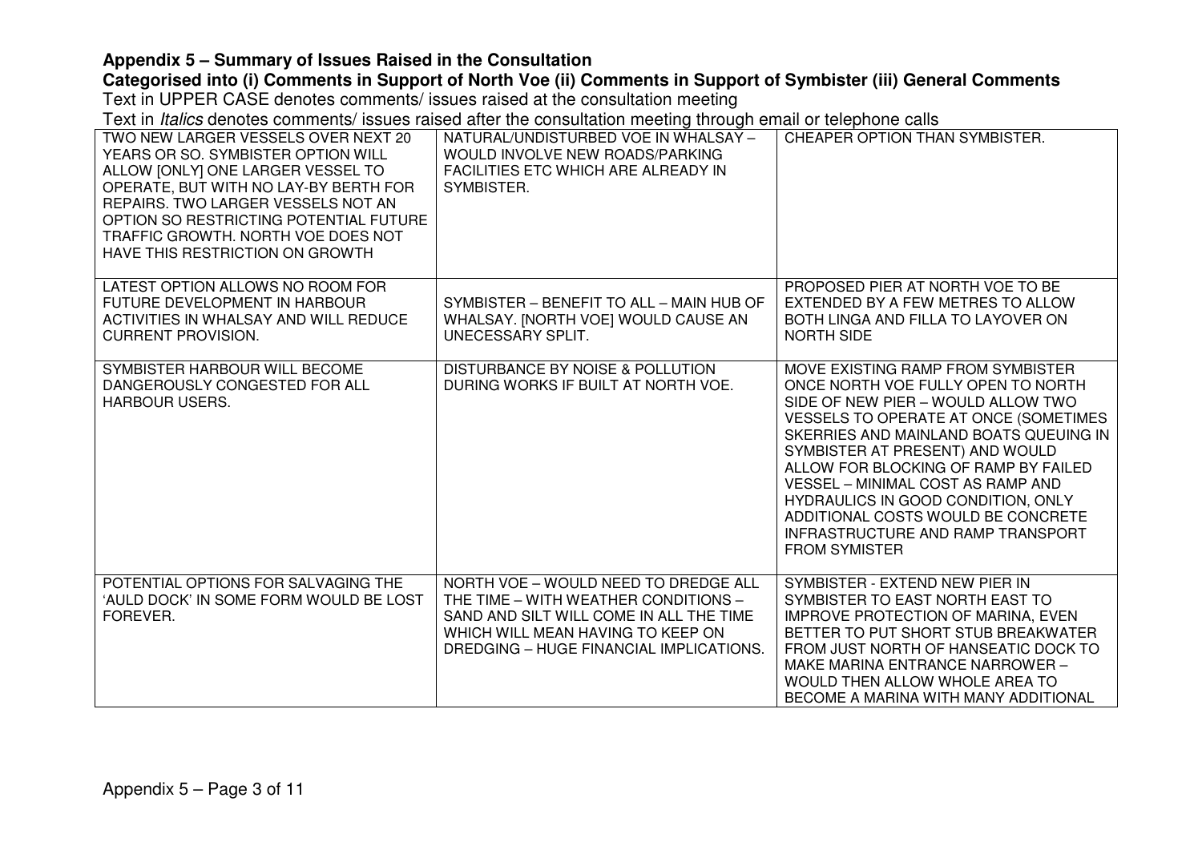**Appendix 5 – Summary of Issues Raised in the Consultation**

**Categorised into (i) Comments in Support of North Voe (ii) Comments in Support of Symbister (iii) General Comments**

Text in UPPER CASE denotes comments/ issues raised at the consultation meeting

Text in *Italics* denotes comments/ issues raised after the consultation meeting through email or telephone calls

| | | |
|---|---|---|
| TWO NEW LARGER VESSELS OVER NEXT 20 YEARS OR SO. SYMBISTER OPTION WILL ALLOW [ONLY] ONE LARGER VESSEL TO OPERATE, BUT WITH NO LAY-BY BERTH FOR REPAIRS. TWO LARGER VESSELS NOT AN OPTION SO RESTRICTING POTENTIAL FUTURE TRAFFIC GROWTH. NORTH VOE DOES NOT HAVE THIS RESTRICTION ON GROWTH | NATURAL/UNDISTURBED VOE IN WHALSAY – WOULD INVOLVE NEW ROADS/PARKING FACILITIES ETC WHICH ARE ALREADY IN SYMBISTER. | CHEAPER OPTION THAN SYMBISTER. |
| LATEST OPTION ALLOWS NO ROOM FOR FUTURE DEVELOPMENT IN HARBOUR ACTIVITIES IN WHALSAY AND WILL REDUCE CURRENT PROVISION. | SYMBISTER – BENEFIT TO ALL – MAIN HUB OF WHALSAY. [NORTH VOE] WOULD CAUSE AN UNECESSARY SPLIT. | PROPOSED PIER AT NORTH VOE TO BE EXTENDED BY A FEW METRES TO ALLOW BOTH LINGA AND FILLA TO LAYOVER ON NORTH SIDE |
| SYMBISTER HARBOUR WILL BECOME DANGEROUSLY CONGESTED FOR ALL HARBOUR USERS. | DISTURBANCE BY NOISE & POLLUTION DURING WORKS IF BUILT AT NORTH VOE. | MOVE EXISTING RAMP FROM SYMBISTER ONCE NORTH VOE FULLY OPEN TO NORTH SIDE OF NEW PIER – WOULD ALLOW TWO VESSELS TO OPERATE AT ONCE (SOMETIMES SKERRIES AND MAINLAND BOATS QUEUING IN SYMBISTER AT PRESENT) AND WOULD ALLOW FOR BLOCKING OF RAMP BY FAILED VESSEL – MINIMAL COST AS RAMP AND HYDRAULICS IN GOOD CONDITION, ONLY ADDITIONAL COSTS WOULD BE CONCRETE INFRASTRUCTURE AND RAMP TRANSPORT FROM SYMISTER |
| POTENTIAL OPTIONS FOR SALVAGING THE 'AULD DOCK' IN SOME FORM WOULD BE LOST FOREVER. | NORTH VOE – WOULD NEED TO DREDGE ALL THE TIME – WITH WEATHER CONDITIONS – SAND AND SILT WILL COME IN ALL THE TIME WHICH WILL MEAN HAVING TO KEEP ON DREDGING – HUGE FINANCIAL IMPLICATIONS. | SYMBISTER - EXTEND NEW PIER IN SYMBISTER TO EAST NORTH EAST TO IMPROVE PROTECTION OF MARINA, EVEN BETTER TO PUT SHORT STUB BREAKWATER FROM JUST NORTH OF HANSEATIC DOCK TO MAKE MARINA ENTRANCE NARROWER – WOULD THEN ALLOW WHOLE AREA TO BECOME A MARINA WITH MANY ADDITIONAL |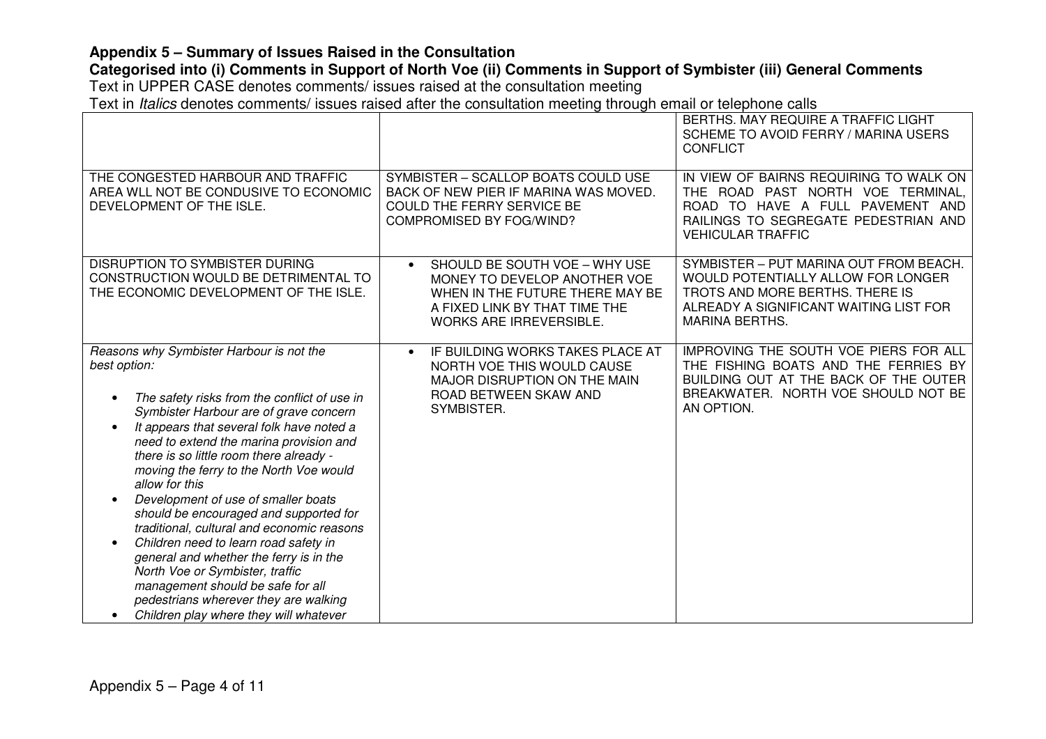**Appendix 5 – Summary of Issues Raised in the Consultation**

**Categorised into (i) Comments in Support of North Voe (ii) Comments in Support of Symbister (iii) General Comments**

Text in UPPER CASE denotes comments/ issues raised at the consultation meeting

Text in *Italics* denotes comments/ issues raised after the consultation meeting through email or telephone calls

| | | |
|---|---|---|
| | | BERTHS. MAY REQUIRE A TRAFFIC LIGHT SCHEME TO AVOID FERRY / MARINA USERS CONFLICT |
| THE CONGESTED HARBOUR AND TRAFFIC AREA WLL NOT BE CONDUSIVE TO ECONOMIC DEVELOPMENT OF THE ISLE. | SYMBISTER – SCALLOP BOATS COULD USE BACK OF NEW PIER IF MARINA WAS MOVED. COULD THE FERRY SERVICE BE COMPROMISED BY FOG/WIND? | IN VIEW OF BAIRNS REQUIRING TO WALK ON THE ROAD PAST NORTH VOE TERMINAL, ROAD TO HAVE A FULL PAVEMENT AND RAILINGS TO SEGREGATE PEDESTRIAN AND VEHICULAR TRAFFIC |
| DISRUPTION TO SYMBISTER DURING CONSTRUCTION WOULD BE DETRIMENTAL TO THE ECONOMIC DEVELOPMENT OF THE ISLE. | • SHOULD BE SOUTH VOE – WHY USE MONEY TO DEVELOP ANOTHER VOE WHEN IN THE FUTURE THERE MAY BE A FIXED LINK BY THAT TIME THE WORKS ARE IRREVERSIBLE. | SYMBISTER – PUT MARINA OUT FROM BEACH. WOULD POTENTIALLY ALLOW FOR LONGER TROTS AND MORE BERTHS. THERE IS ALREADY A SIGNIFICANT WAITING LIST FOR MARINA BERTHS. |
| *Reasons why Symbister Harbour is not the best option:*<br>• *The safety risks from the conflict of use in Symbister Harbour are of grave concern*<br>• *It appears that several folk have noted a need to extend the marina provision and there is so little room there already - moving the ferry to the North Voe would allow for this*<br>• *Development of use of smaller boats should be encouraged and supported for traditional, cultural and economic reasons*<br>• *Children need to learn road safety in general and whether the ferry is in the North Voe or Symbister, traffic management should be safe for all pedestrians wherever they are walking*<br>• *Children play where they will whatever* | • IF BUILDING WORKS TAKES PLACE AT NORTH VOE THIS WOULD CAUSE MAJOR DISRUPTION ON THE MAIN ROAD BETWEEN SKAW AND SYMBISTER. | IMPROVING THE SOUTH VOE PIERS FOR ALL THE FISHING BOATS AND THE FERRIES BY BUILDING OUT AT THE BACK OF THE OUTER BREAKWATER. NORTH VOE SHOULD NOT BE AN OPTION. |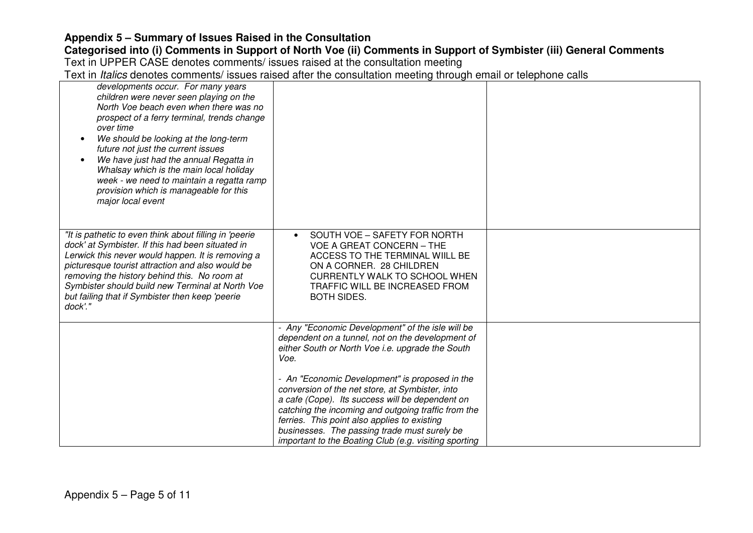**Appendix 5 – Summary of Issues Raised in the Consultation**

**Categorised into (i) Comments in Support of North Voe (ii) Comments in Support of Symbister (iii) General Comments**

Text in UPPER CASE denotes comments/ issues raised at the consultation meeting

Text in *Italics* denotes comments/ issues raised after the consultation meeting through email or telephone calls

| | | |
|---|---|---|
| *developments occur. For many years children were never seen playing on the North Voe beach even when there was no prospect of a ferry terminal, trends change over time*<br>• *We should be looking at the long-term future not just the current issues*<br>• *We have just had the annual Regatta in Whalsay which is the main local holiday week - we need to maintain a regatta ramp provision which is manageable for this major local event* | | |
| *"It is pathetic to even think about filling in 'peerie dock' at Symbister. If this had been situated in Lerwick this never would happen. It is removing a picturesque tourist attraction and also would be removing the history behind this. No room at Symbister should build new Terminal at North Voe but failing that if Symbister then keep 'peerie dock'."* | • SOUTH VOE – SAFETY FOR NORTH VOE A GREAT CONCERN – THE ACCESS TO THE TERMINAL WIILL BE ON A CORNER. 28 CHILDREN CURRENTLY WALK TO SCHOOL WHEN TRAFFIC WILL BE INCREASED FROM BOTH SIDES. | |
| | *- Any "Economic Development" of the isle will be dependent on a tunnel, not on the development of either South or North Voe i.e. upgrade the South Voe.*<br><br>*- An "Economic Development" is proposed in the conversion of the net store, at Symbister, into a cafe (Cope). Its success will be dependent on catching the incoming and outgoing traffic from the ferries. This point also applies to existing businesses. The passing trade must surely be important to the Boating Club (e.g. visiting sporting* | |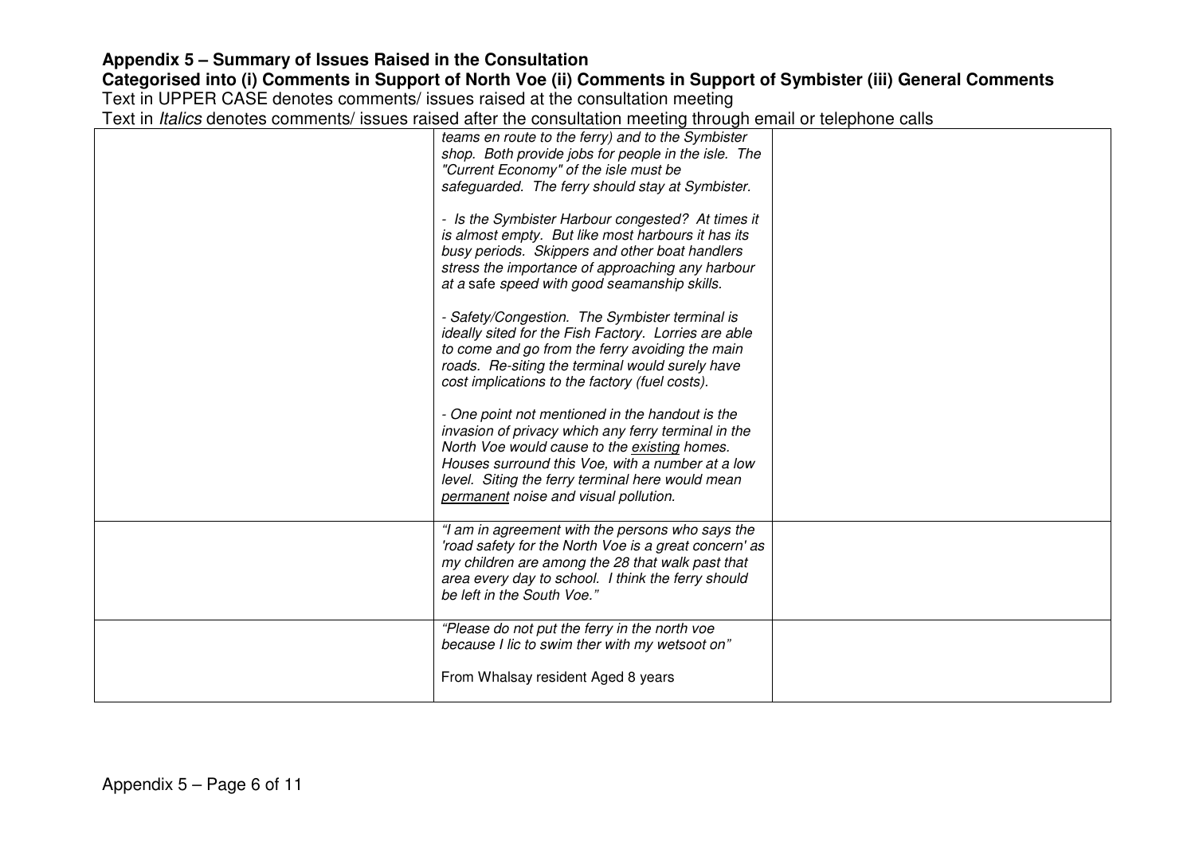## Appendix 5 – Summary of Issues Raised in the Consultation

**Categorised into (i) Comments in Support of North Voe (ii) Comments in Support of Symbister (iii) General Comments**

Text in UPPER CASE denotes comments/ issues raised at the consultation meeting

Text in *Italics* denotes comments/ issues raised after the consultation meeting through email or telephone calls

| | | |
|---|---|---|
| | *teams en route to the ferry) and to the Symbister shop. Both provide jobs for people in the isle. The "Current Economy" of the isle must be safeguarded. The ferry should stay at Symbister.*<br><br>*- Is the Symbister Harbour congested? At times it is almost empty. But like most harbours it has its busy periods. Skippers and other boat handlers stress the importance of approaching any harbour at a* safe *speed with good seamanship skills.*<br><br>*- Safety/Congestion. The Symbister terminal is ideally sited for the Fish Factory. Lorries are able to come and go from the ferry avoiding the main roads. Re-siting the terminal would surely have cost implications to the factory (fuel costs).*<br><br>*- One point not mentioned in the handout is the invasion of privacy which any ferry terminal in the North Voe would cause to the existing homes. Houses surround this Voe, with a number at a low level. Siting the ferry terminal here would mean permanent noise and visual pollution.* | |
| | *"I am in agreement with the persons who says the 'road safety for the North Voe is a great concern' as my children are among the 28 that walk past that area every day to school. I think the ferry should be left in the South Voe."* | |
| | *"Please do not put the ferry in the north voe because I lic to swim ther with my wetsoot on"*<br><br>From Whalsay resident Aged 8 years | |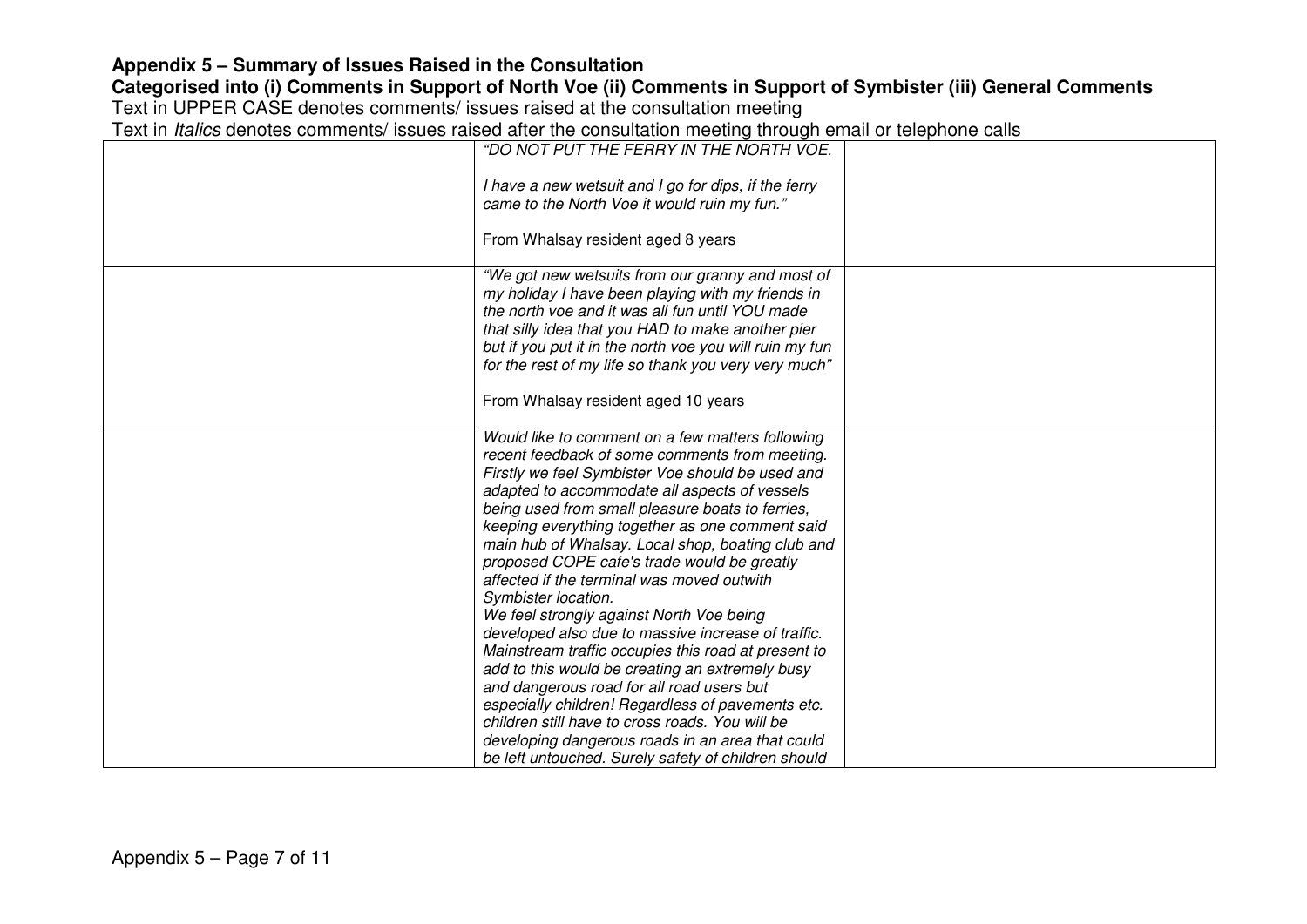**Appendix 5 – Summary of Issues Raised in the Consultation**

**Categorised into (i) Comments in Support of North Voe (ii) Comments in Support of Symbister (iii) General Comments**

Text in UPPER CASE denotes comments/ issues raised at the consultation meeting

Text in *Italics* denotes comments/ issues raised after the consultation meeting through email or telephone calls

| | | |
|---|---|---|
| | *"DO NOT PUT THE FERRY IN THE NORTH VOE.*<br><br>*I have a new wetsuit and I go for dips, if the ferry came to the North Voe it would ruin my fun."*<br><br>From Whalsay resident aged 8 years | |
| | *"We got new wetsuits from our granny and most of my holiday I have been playing with my friends in the north voe and it was all fun until YOU made that silly idea that you HAD to make another pier but if you put it in the north voe you will ruin my fun for the rest of my life so thank you very very much"*<br><br>From Whalsay resident aged 10 years | |
| | *Would like to comment on a few matters following recent feedback of some comments from meeting. Firstly we feel Symbister Voe should be used and adapted to accommodate all aspects of vessels being used from small pleasure boats to ferries, keeping everything together as one comment said main hub of Whalsay. Local shop, boating club and proposed COPE cafe's trade would be greatly affected if the terminal was moved outwith Symbister location.*<br>*We feel strongly against North Voe being developed also due to massive increase of traffic. Mainstream traffic occupies this road at present to add to this would be creating an extremely busy and dangerous road for all road users but especially children! Regardless of pavements etc. children still have to cross roads. You will be developing dangerous roads in an area that could be left untouched. Surely safety of children should* | |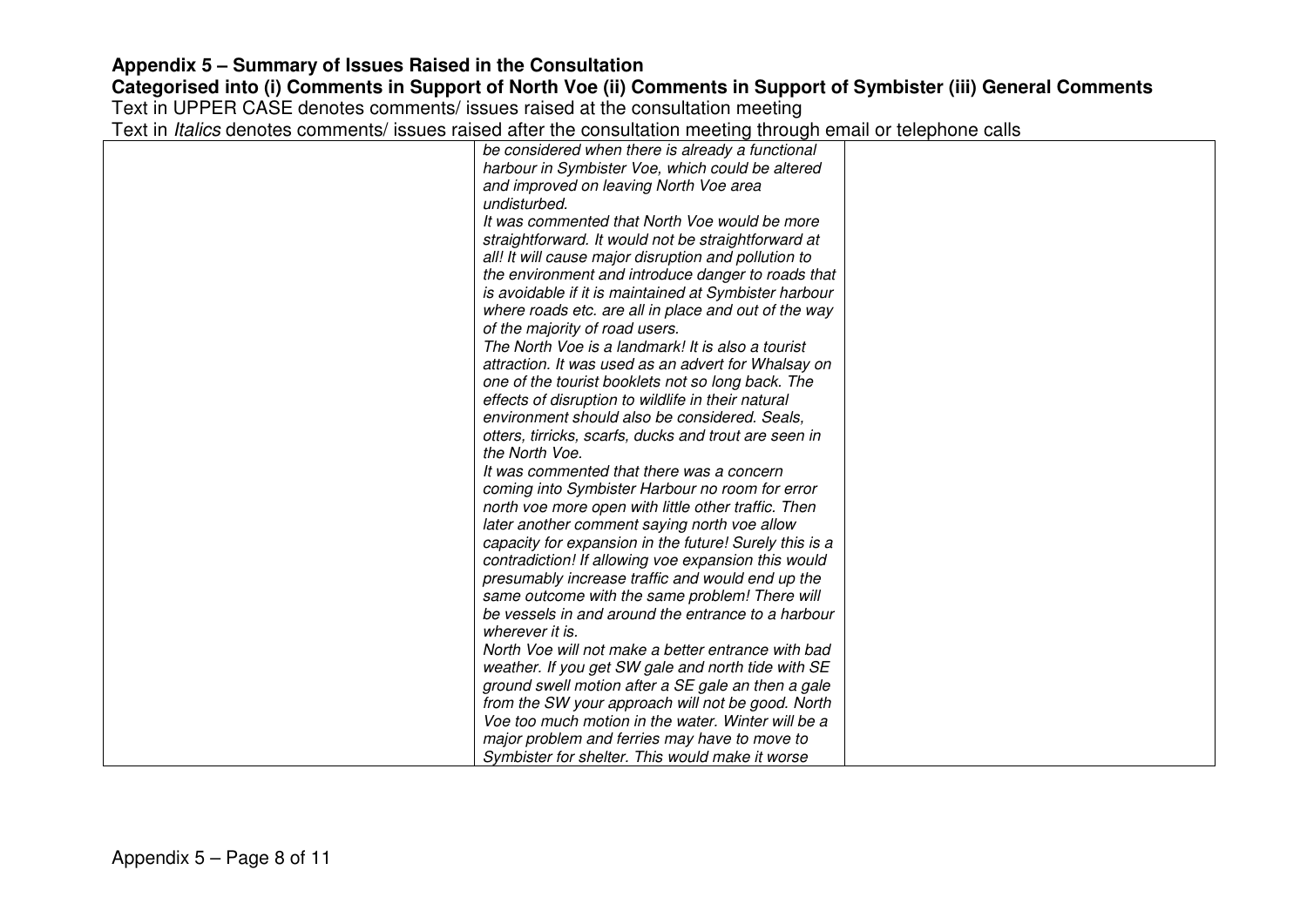**Appendix 5 – Summary of Issues Raised in the Consultation**

**Categorised into (i) Comments in Support of North Voe (ii) Comments in Support of Symbister (iii) General Comments**

Text in UPPER CASE denotes comments/ issues raised at the consultation meeting

Text in *Italics* denotes comments/ issues raised after the consultation meeting through email or telephone calls

| | | |
|---|---|---|
| | *be considered when there is already a functional harbour in Symbister Voe, which could be altered and improved on leaving North Voe area undisturbed.*<br>*It was commented that North Voe would be more straightforward. It would not be straightforward at all! It will cause major disruption and pollution to the environment and introduce danger to roads that is avoidable if it is maintained at Symbister harbour where roads etc. are all in place and out of the way of the majority of road users.*<br>*The North Voe is a landmark! It is also a tourist attraction. It was used as an advert for Whalsay on one of the tourist booklets not so long back. The effects of disruption to wildlife in their natural environment should also be considered. Seals, otters, tirricks, scarfs, ducks and trout are seen in the North Voe.*<br>*It was commented that there was a concern coming into Symbister Harbour no room for error north voe more open with little other traffic. Then later another comment saying north voe allow capacity for expansion in the future! Surely this is a contradiction! If allowing voe expansion this would presumably increase traffic and would end up the same outcome with the same problem! There will be vessels in and around the entrance to a harbour wherever it is.*<br>*North Voe will not make a better entrance with bad weather. If you get SW gale and north tide with SE ground swell motion after a SE gale an then a gale from the SW your approach will not be good. North Voe too much motion in the water. Winter will be a major problem and ferries may have to move to Symbister for shelter. This would make it worse* | |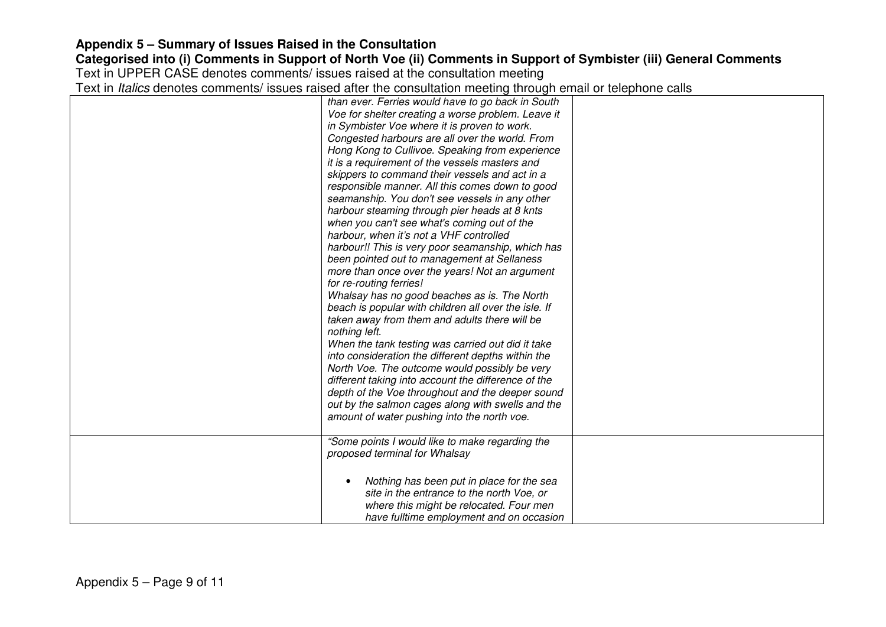## Appendix 5 – Summary of Issues Raised in the Consultation

**Categorised into (i) Comments in Support of North Voe (ii) Comments in Support of Symbister (iii) General Comments**

Text in UPPER CASE denotes comments/ issues raised at the consultation meeting

Text in *Italics* denotes comments/ issues raised after the consultation meeting through email or telephone calls

| | | |
|---|---|---|
| | *than ever. Ferries would have to go back in South Voe for shelter creating a worse problem. Leave it in Symbister Voe where it is proven to work. Congested harbours are all over the world. From Hong Kong to Cullivoe. Speaking from experience it is a requirement of the vessels masters and skippers to command their vessels and act in a responsible manner. All this comes down to good seamanship. You don't see vessels in any other harbour steaming through pier heads at 8 knts when you can't see what's coming out of the harbour, when it's not a VHF controlled harbour!! This is very poor seamanship, which has been pointed out to management at Sellaness more than once over the years! Not an argument for re-routing ferries!*<br>*Whalsay has no good beaches as is. The North beach is popular with children all over the isle. If taken away from them and adults there will be nothing left.*<br>*When the tank testing was carried out did it take into consideration the different depths within the North Voe. The outcome would possibly be very different taking into account the difference of the depth of the Voe throughout and the deeper sound out by the salmon cages along with swells and the amount of water pushing into the north voe.* | |
| | *"Some points I would like to make regarding the proposed terminal for Whalsay*<br><br>• *Nothing has been put in place for the sea site in the entrance to the north Voe, or where this might be relocated. Four men have fulltime employment and on occasion* | |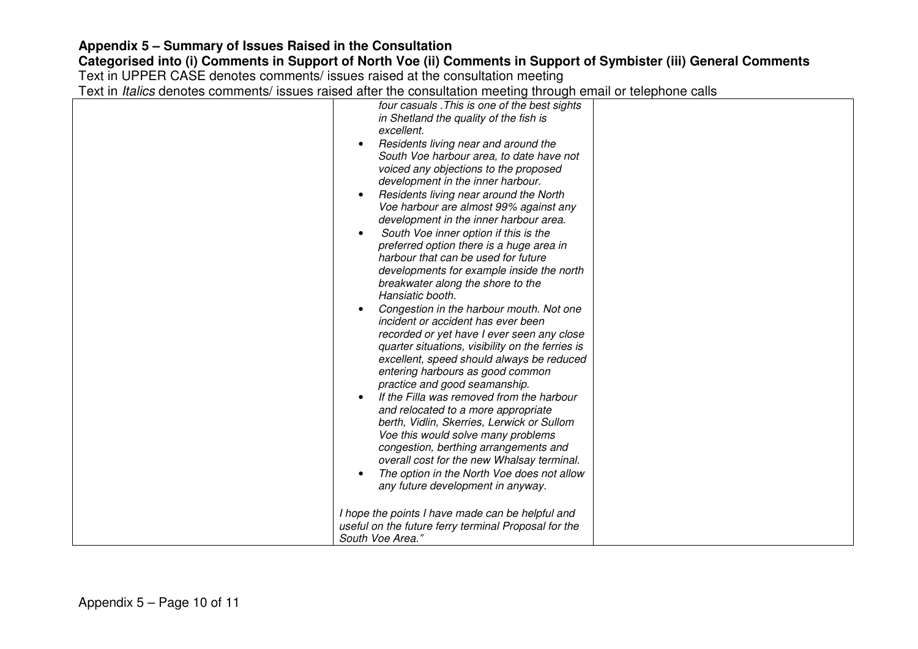## Appendix 5 – Summary of Issues Raised in the Consultation

**Categorised into (i) Comments in Support of North Voe (ii) Comments in Support of Symbister (iii) General Comments**

Text in UPPER CASE denotes comments/ issues raised at the consultation meeting

Text in *Italics* denotes comments/ issues raised after the consultation meeting through email or telephone calls

| | | |
|---|---|---|
| | *four casuals .This is one of the best sights in Shetland the quality of the fish is excellent.*<br>• *Residents living near and around the South Voe harbour area, to date have not voiced any objections to the proposed development in the inner harbour.*<br>• *Residents living near around the North Voe harbour are almost 99% against any development in the inner harbour area.*<br>• *South Voe inner option if this is the preferred option there is a huge area in harbour that can be used for future developments for example inside the north breakwater along the shore to the Hansiatic booth.*<br>• *Congestion in the harbour mouth. Not one incident or accident has ever been recorded or yet have I ever seen any close quarter situations, visibility on the ferries is excellent, speed should always be reduced entering harbours as good common practice and good seamanship.*<br>• *If the Filla was removed from the harbour and relocated to a more appropriate berth, Vidlin, Skerries, Lerwick or Sullom Voe this would solve many problems congestion, berthing arrangements and overall cost for the new Whalsay terminal.*<br>• *The option in the North Voe does not allow any future development in anyway.*<br><br>*I hope the points I have made can be helpful and useful on the future ferry terminal Proposal for the South Voe Area."* | |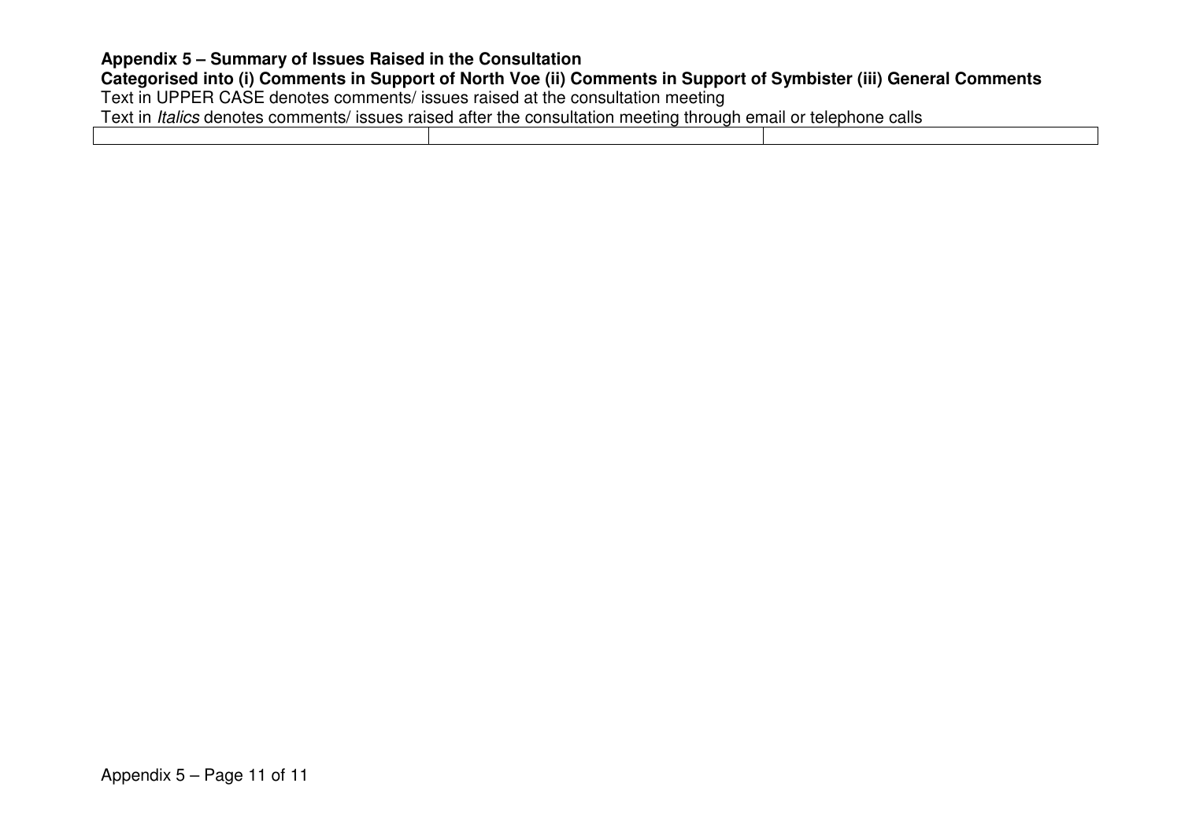**Appendix 5 – Summary of Issues Raised in the Consultation**

**Categorised into (i) Comments in Support of North Voe (ii) Comments in Support of Symbister (iii) General Comments**

Text in UPPER CASE denotes comments/ issues raised at the consultation meeting

Text in *Italics* denotes comments/ issues raised after the consultation meeting through email or telephone calls

| | | |
|---|---|---|
| | | |